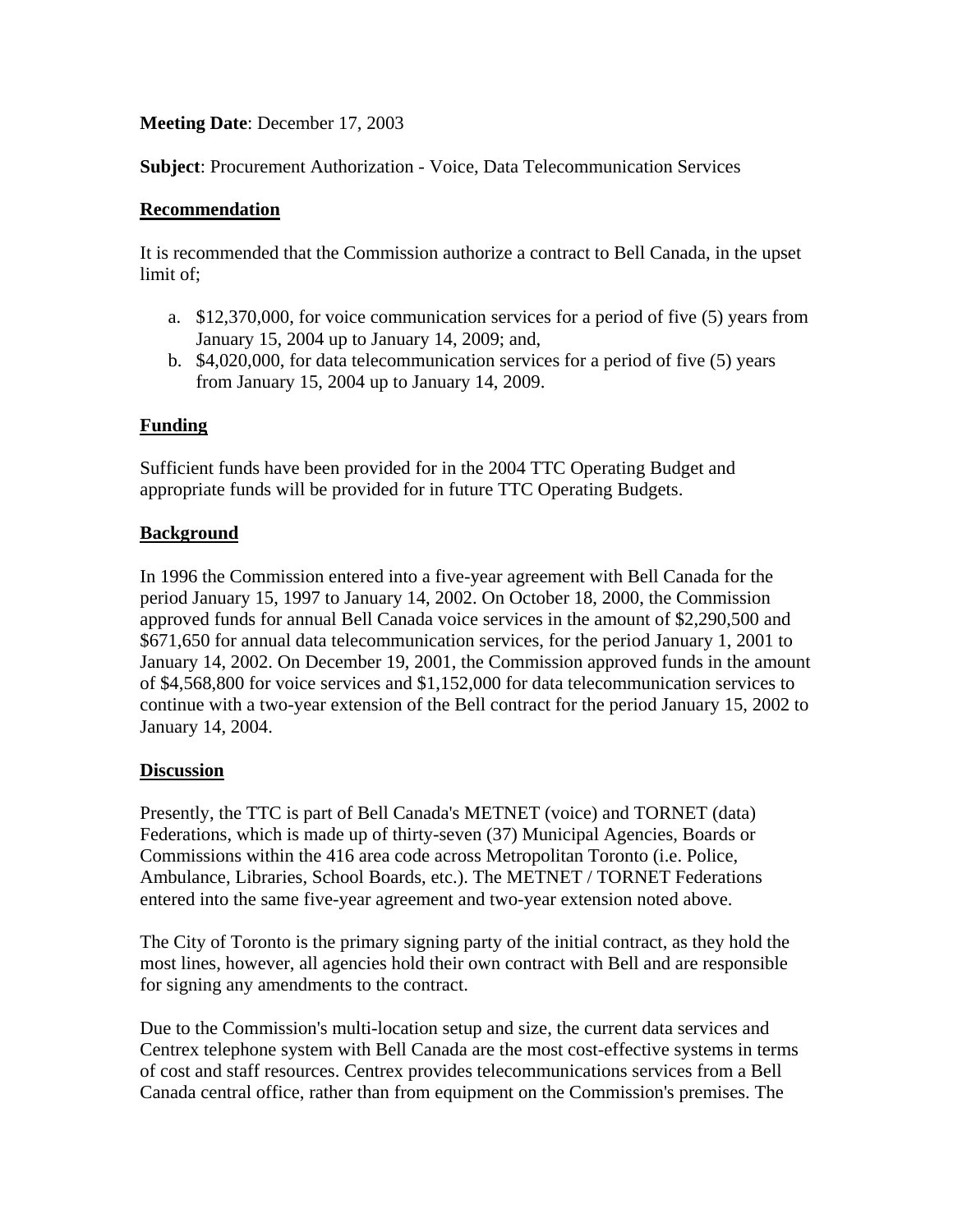**Meeting Date**: December 17, 2003

**Subject**: Procurement Authorization - Voice, Data Telecommunication Services

## Recommendation

It is recommended that the Commission authorize a contract to Bell Canada, in the upset limit of;

a. $12,370,000, for voice communication services for a period of five (5) years from January 15, 2004 up to January 14, 2009; and,
b. $4,020,000, for data telecommunication services for a period of five (5) years from January 15, 2004 up to January 14, 2009.

## Funding

Sufficient funds have been provided for in the 2004 TTC Operating Budget and appropriate funds will be provided for in future TTC Operating Budgets.

## Background

In 1996 the Commission entered into a five-year agreement with Bell Canada for the period January 15, 1997 to January 14, 2002. On October 18, 2000, the Commission approved funds for annual Bell Canada voice services in the amount of $2,290,500 and $671,650 for annual data telecommunication services, for the period January 1, 2001 to January 14, 2002. On December 19, 2001, the Commission approved funds in the amount of $4,568,800 for voice services and $1,152,000 for data telecommunication services to continue with a two-year extension of the Bell contract for the period January 15, 2002 to January 14, 2004.

## Discussion

Presently, the TTC is part of Bell Canada's METNET (voice) and TORNET (data) Federations, which is made up of thirty-seven (37) Municipal Agencies, Boards or Commissions within the 416 area code across Metropolitan Toronto (i.e. Police, Ambulance, Libraries, School Boards, etc.). The METNET / TORNET Federations entered into the same five-year agreement and two-year extension noted above.

The City of Toronto is the primary signing party of the initial contract, as they hold the most lines, however, all agencies hold their own contract with Bell and are responsible for signing any amendments to the contract.

Due to the Commission's multi-location setup and size, the current data services and Centrex telephone system with Bell Canada are the most cost-effective systems in terms of cost and staff resources. Centrex provides telecommunications services from a Bell Canada central office, rather than from equipment on the Commission's premises. The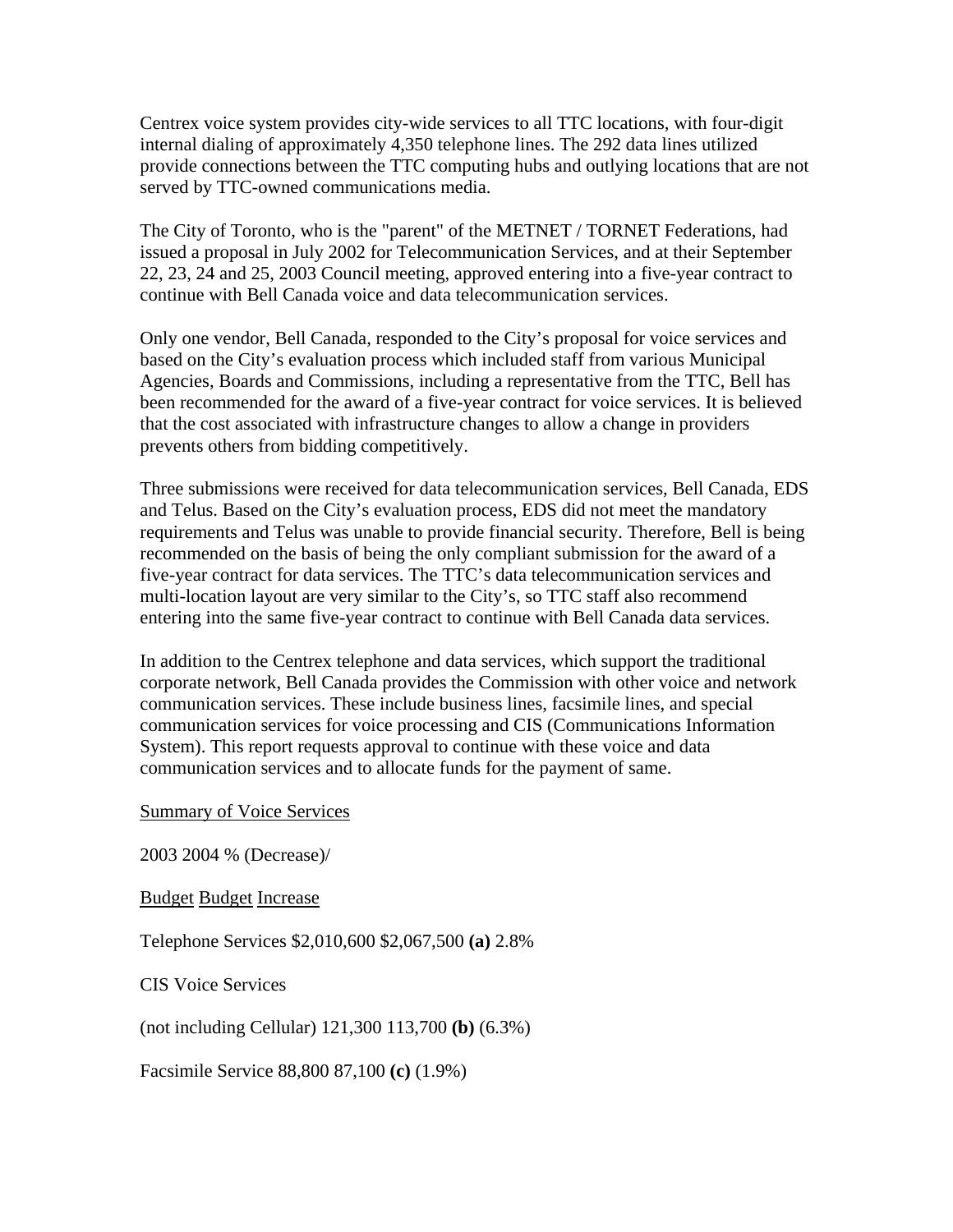Centrex voice system provides city-wide services to all TTC locations, with four-digit internal dialing of approximately 4,350 telephone lines. The 292 data lines utilized provide connections between the TTC computing hubs and outlying locations that are not served by TTC-owned communications media.

The City of Toronto, who is the "parent" of the METNET / TORNET Federations, had issued a proposal in July 2002 for Telecommunication Services, and at their September 22, 23, 24 and 25, 2003 Council meeting, approved entering into a five-year contract to continue with Bell Canada voice and data telecommunication services.

Only one vendor, Bell Canada, responded to the City's proposal for voice services and based on the City's evaluation process which included staff from various Municipal Agencies, Boards and Commissions, including a representative from the TTC, Bell has been recommended for the award of a five-year contract for voice services. It is believed that the cost associated with infrastructure changes to allow a change in providers prevents others from bidding competitively.

Three submissions were received for data telecommunication services, Bell Canada, EDS and Telus. Based on the City's evaluation process, EDS did not meet the mandatory requirements and Telus was unable to provide financial security. Therefore, Bell is being recommended on the basis of being the only compliant submission for the award of a five-year contract for data services. The TTC's data telecommunication services and multi-location layout are very similar to the City's, so TTC staff also recommend entering into the same five-year contract to continue with Bell Canada data services.

In addition to the Centrex telephone and data services, which support the traditional corporate network, Bell Canada provides the Commission with other voice and network communication services. These include business lines, facsimile lines, and special communication services for voice processing and CIS (Communications Information System). This report requests approval to continue with these voice and data communication services and to allocate funds for the payment of same.

<u>Summary of Voice Services</u>

| | 2003 Budget | 2004 Budget | | % (Decrease)/ Increase |
| --- | --- | --- | --- | --- |
| Telephone Services | $2,010,600 | $2,067,500 | **(a)** | 2.8% |
| CIS Voice Services (not including Cellular) | 121,300 | 113,700 | **(b)** | (6.3%) |
| Facsimile Service | 88,800 | 87,100 | **(c)** | (1.9%) |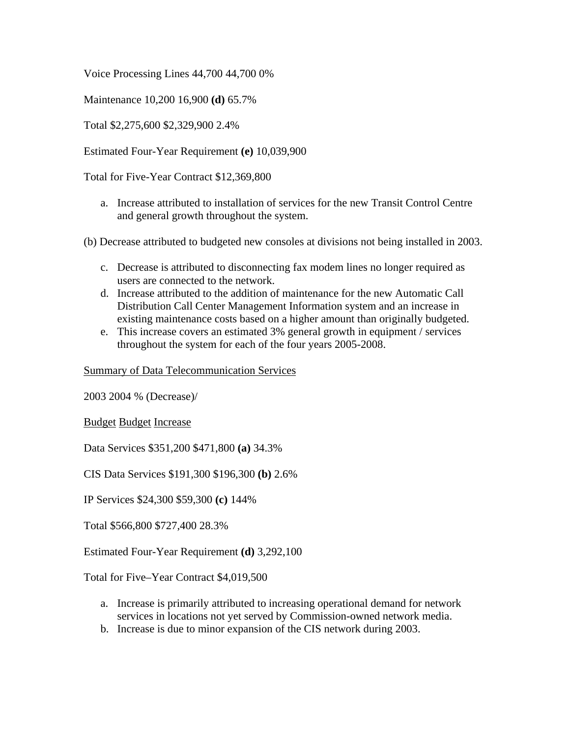Voice Processing Lines 44,700 44,700 0%

Maintenance 10,200 16,900 **(d)** 65.7%

Total $2,275,600 $2,329,900 2.4%

Estimated Four-Year Requirement **(e)** 10,039,900

Total for Five-Year Contract $12,369,800

a. Increase attributed to installation of services for the new Transit Control Centre and general growth throughout the system.

(b) Decrease attributed to budgeted new consoles at divisions not being installed in 2003.

c. Decrease is attributed to disconnecting fax modem lines no longer required as users are connected to the network.
d. Increase attributed to the addition of maintenance for the new Automatic Call Distribution Call Center Management Information system and an increase in existing maintenance costs based on a higher amount than originally budgeted.
e. This increase covers an estimated 3% general growth in equipment / services throughout the system for each of the four years 2005-2008.

<u>Summary of Data Telecommunication Services</u>

2003 2004 % (Decrease)/

<u>Budget</u> <u>Budget</u> <u>Increase</u>

Data Services $351,200 $471,800 **(a)** 34.3%

CIS Data Services $191,300 $196,300 **(b)** 2.6%

IP Services $24,300 $59,300 **(c)** 144%

Total $566,800 $727,400 28.3%

Estimated Four-Year Requirement **(d)** 3,292,100

Total for Five–Year Contract $4,019,500

a. Increase is primarily attributed to increasing operational demand for network services in locations not yet served by Commission-owned network media.
b. Increase is due to minor expansion of the CIS network during 2003.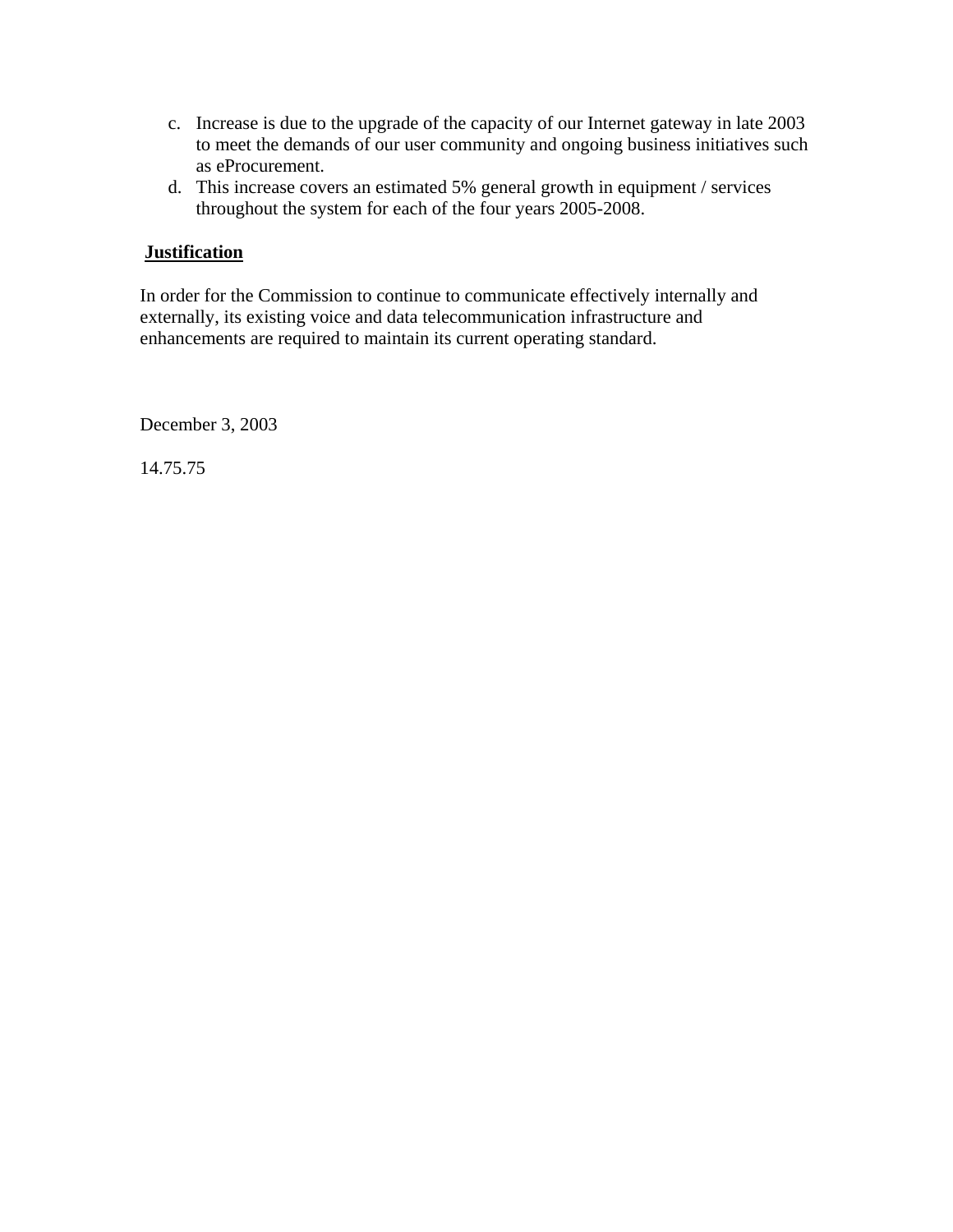c. Increase is due to the upgrade of the capacity of our Internet gateway in late 2003 to meet the demands of our user community and ongoing business initiatives such as eProcurement.
d. This increase covers an estimated 5% general growth in equipment / services throughout the system for each of the four years 2005-2008.

**Justification**

In order for the Commission to continue to communicate effectively internally and externally, its existing voice and data telecommunication infrastructure and enhancements are required to maintain its current operating standard.

December 3, 2003

14.75.75